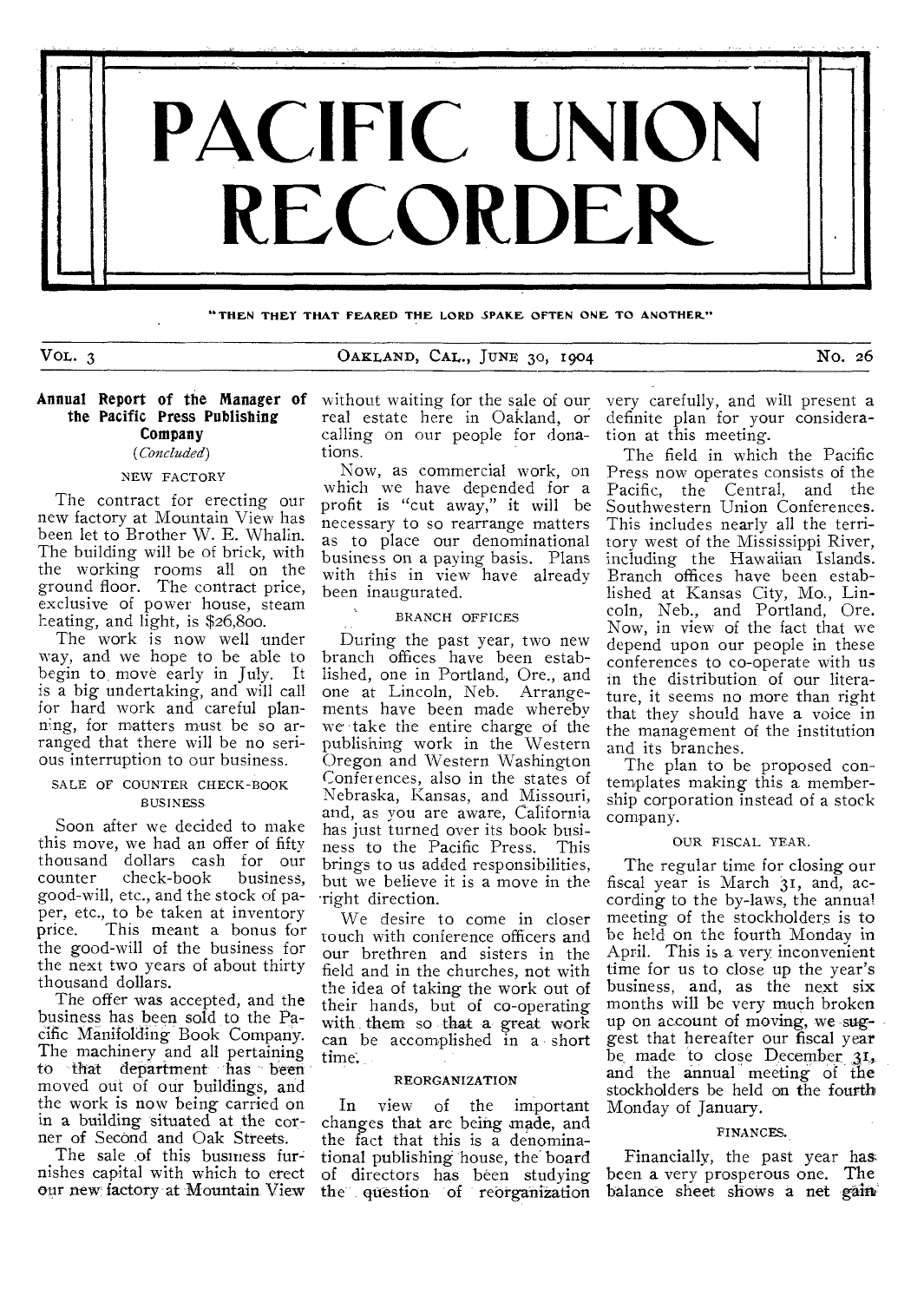# PACIFIC UNION RECORDER

"THEN THEY THAT FEARED THE LORD SPAKE OFTEN ONE TO ANOTHER"

VOL. 3 — OAKLAND, CAL., JUNE 30, 1904 — NO. 26

## Annual Report of the Manager of the Pacific Press Publishing Company

*(Concluded)*

### NEW FACTORY

The contract for erecting our new factory at Mountain View has been let to Brother W. E. Whalin. The building will be of brick, with the working rooms all on the ground floor. The contract price, exclusive of power house, steam heating, and light, is $26,800.

The work is now well under way, and we hope to be able to begin to move early in July. It is a big undertaking, and will call for hard work and careful planning, for matters must be so arranged that there will be no serious interruption to our business.

### SALE OF COUNTER CHECK-BOOK BUSINESS

Soon after we decided to make this move, we had an offer of fifty thousand dollars cash for our counter check-book business, good-will, etc., and the stock of paper, etc., to be taken at inventory price. This meant a bonus for the good-will of the business for the next two years of about thirty thousand dollars.

The offer was accepted, and the business has been sold to the Pacific Manifolding Book Company. The machinery and all pertaining to that department has been moved out of our buildings, and the work is now being carried on in a building situated at the corner of Second and Oak Streets.

The sale of this business furnishes capital with which to erect our new factory at Mountain View without waiting for the sale of our real estate here in Oakland, or calling on our people for donations.

Now, as commercial work, on which we have depended for a profit is "cut away," it will be necessary to so rearrange matters as to place our denominational business on a paying basis. Plans with this in view have already been inaugurated.

### BRANCH OFFICES

During the past year, two new branch offices have been established, one in Portland, Ore., and one at Lincoln, Neb. Arrangements have been made whereby we take the entire charge of the publishing work in the Western Oregon and Western Washington Conferences, also in the states of Nebraska, Kansas, and Missouri, and, as you are aware, California has just turned over its book business to the Pacific Press. This brings to us added responsibilities, but we believe it is a move in the right direction.

We desire to come in closer touch with conference officers and our brethren and sisters in the field and in the churches, not with the idea of taking the work out of their hands, but of co-operating with them so that a great work can be accomplished in a short time.

### REORGANIZATION

In view of the important changes that are being made, and the fact that this is a denominational publishing house, the board of directors has been studying the question of reorganization very carefully, and will present a definite plan for your consideration at this meeting.

The field in which the Pacific Press now operates consists of the Pacific, the Central, and the Southwestern Union Conferences. This includes nearly all the territory west of the Mississippi River, including the Hawaiian Islands. Branch offices have been established at Kansas City, Mo., Lincoln, Neb., and Portland, Ore. Now, in view of the fact that we depend upon our people in these conferences to co-operate with us in the distribution of our literature, it seems no more than right that they should have a voice in the management of the institution and its branches.

The plan to be proposed contemplates making this a membership corporation instead of a stock company.

### OUR FISCAL YEAR.

The regular time for closing our fiscal year is March 31, and, according to the by-laws, the annual meeting of the stockholders is to be held on the fourth Monday in April. This is a very inconvenient time for us to close up the year's business, and, as the next six months will be very much broken up on account of moving, we suggest that hereafter our fiscal year be made to close December 31, and the annual meeting of the stockholders be held on the fourth Monday of January.

### FINANCES.

Financially, the past year has been a very prosperous one. The balance sheet shows a net gain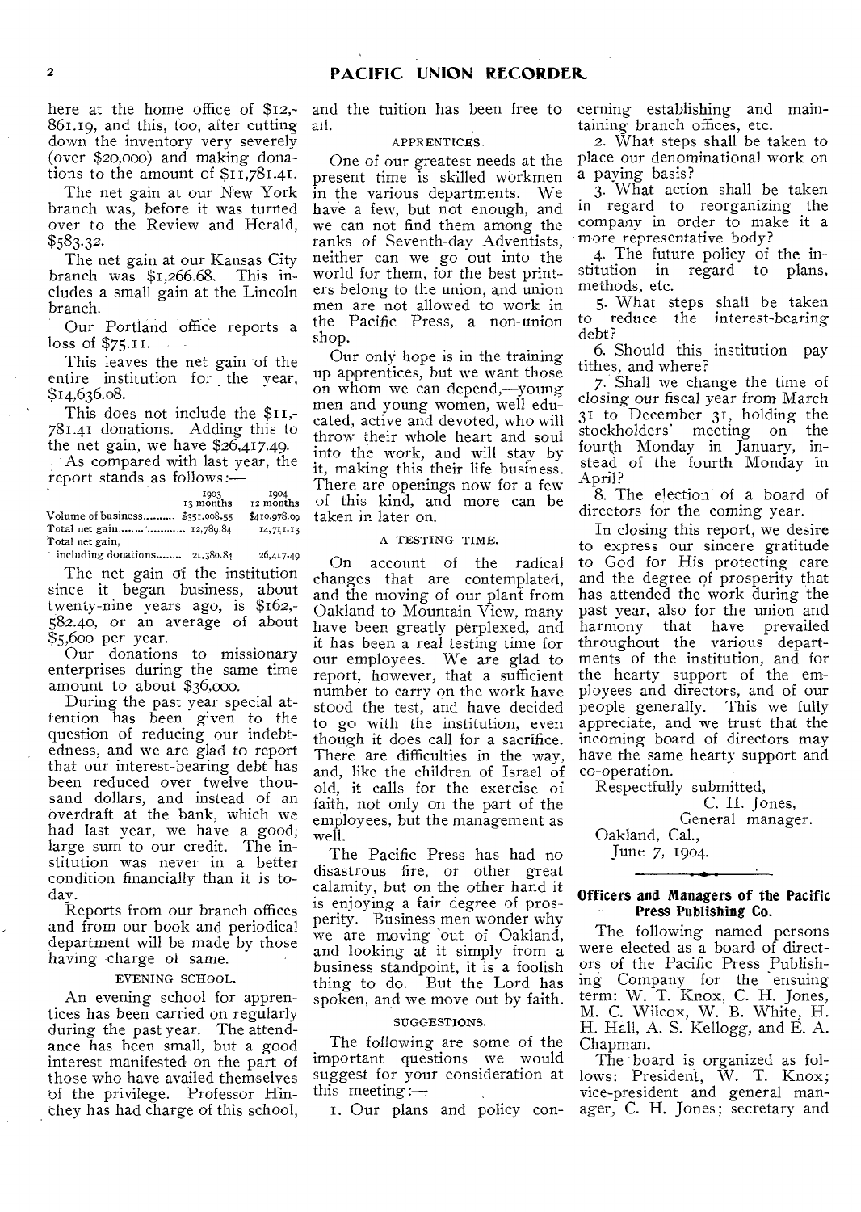here at the home office of $12,-861.19, and this, too, after cutting down the inventory very severely (over $20,000) and making donations to the amount of $11,781.41.

The net gain at our New York branch was, before it was turned over to the Review and Herald, $583.32.

The net gain at our Kansas City branch was $1,266.68. This includes a small gain at the Lincoln branch.

Our Portland office reports a loss of $75.11.

This leaves the net gain of the entire institution for the year, $14,636.08.

This does not include the $11,-781.41 donations. Adding this to the net gain, we have $26,417.49.

As compared with last year, the report stands as follows:—

| | 1903 13 months | 1904 12 months |
|---|---|---|
| Volume of business | $351,008.55 | $410,978.09 |
| Total net gain | 12,789.84 | 14,711.13 |
| Total net gain, including donations | 21,380.84 | 26,417.49 |

The net gain of the institution since it began business, about twenty-nine years ago, is $162,-582.40, or an average of about $5,600 per year.

Our donations to missionary enterprises during the same time amount to about $36,000.

During the past year special attention has been given to the question of reducing our indebtedness, and we are glad to report that our interest-bearing debt has been reduced over twelve thousand dollars, and instead of an overdraft at the bank, which we had last year, we have a good, large sum to our credit. The institution was never in a better condition financially than it is today.

Reports from our branch offices and from our book and periodical department will be made by those having charge of same.

EVENING SCHOOL.

An evening school for apprentices has been carried on regularly during the past year. The attendance has been small, but a good interest manifested on the part of those who have availed themselves of the privilege. Professor Hinchey has had charge of this school, and the tuition has been free to all.

APPRENTICES.

One of our greatest needs at the present time is skilled workmen in the various departments. We have a few, but not enough, and we can not find them among the ranks of Seventh-day Adventists, neither can we go out into the world for them, for the best printers belong to the union, and union men are not allowed to work in the Pacific Press, a non-union shop.

Our only hope is in the training up apprentices, but we want those on whom we can depend,—young men and young women, well educated, active and devoted, who will throw their whole heart and soul into the work, and will stay by it, making this their life business. There are openings now for a few of this kind, and more can be taken in later on.

A TESTING TIME.

On account of the radical changes that are contemplated, and the moving of our plant from Oakland to Mountain View, many have been greatly perplexed, and it has been a real testing time for our employees. We are glad to report, however, that a sufficient number to carry on the work have stood the test, and have decided to go with the institution, even though it does call for a sacrifice. There are difficulties in the way, and, like the children of Israel of old, it calls for the exercise of faith, not only on the part of the employees, but the management as well.

The Pacific Press has had no disastrous fire, or other great calamity, but on the other hand it is enjoying a fair degree of prosperity. Business men wonder why we are moving out of Oakland, and looking at it simply from a business standpoint, it is a foolish thing to do. But the Lord has spoken, and we move out by faith.

SUGGESTIONS.

The following are some of the important questions we would suggest for your consideration at this meeting:—

1. Our plans and policy concerning establishing and maintaining branch offices, etc.
2. What steps shall be taken to place our denominational work on a paying basis?
3. What action shall be taken in regard to reorganizing the company in order to make it a more representative body?
4. The future policy of the institution in regard to plans, methods, etc.
5. What steps shall be taken to reduce the interest-bearing debt?
6. Should this institution pay tithes, and where?
7. Shall we change the time of closing our fiscal year from March 31 to December 31, holding the stockholders' meeting on the fourth Monday in January, instead of the fourth Monday in April?
8. The election of a board of directors for the coming year.

In closing this report, we desire to express our sincere gratitude to God for His protecting care and the degree of prosperity that has attended the work during the past year, also for the union and harmony that have prevailed throughout the various departments of the institution, and for the hearty support of the employees and directors, and of our people generally. This we fully appreciate, and we trust that the incoming board of directors may have the same hearty support and co-operation.

Respectfully submitted,

C. H. Jones,
General manager.

Oakland, Cal.,
June 7, 1904.

---

### Officers and Managers of the Pacific Press Publishing Co.

The following named persons were elected as a board of directors of the Pacific Press Publishing Company for the ensuing term: W. T. Knox, C. H. Jones, M. C. Wilcox, W. B. White, H. H. Hall, A. S. Kellogg, and E. A. Chapman.

The board is organized as follows: President, W. T. Knox; vice-president and general manager, C. H. Jones; secretary and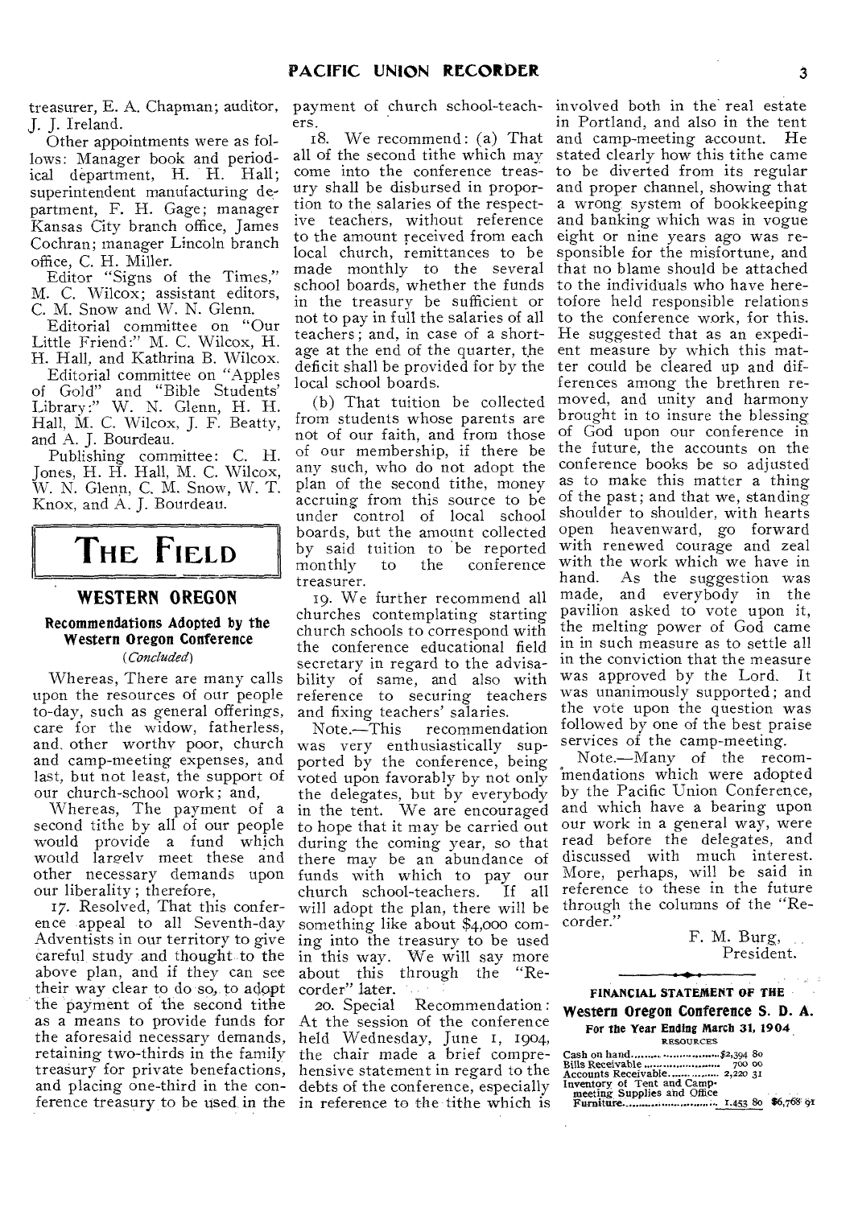treasurer, E. A. Chapman; auditor, J. J. Ireland.

Other appointments were as follows: Manager book and periodical department, H. H. Hall; superintendent manufacturing department, F. H. Gage; manager Kansas City branch office, James Cochran; manager Lincoln branch office, C. H. Miller.

Editor "Signs of the Times," M. C. Wilcox; assistant editors, C. M. Snow and W. N. Glenn.

Editorial committee on "Our Little Friend:" M. C. Wilcox, H. H. Hall, and Kathrina B. Wilcox.

Editorial committee on "Apples of Gold" and "Bible Students' Library:" W. N. Glenn, H. H. Hall, M. C. Wilcox, J. F. Beatty, and A. J. Bourdeau.

Publishing committee: C. H. Jones, H. H. Hall, M. C. Wilcox, W. N. Glenn, C. M. Snow, W. T. Knox, and A. J. Bourdeau.

# THE FIELD

## WESTERN OREGON

### Recommendations Adopted by the Western Oregon Conference

*(Concluded)*

Whereas, There are many calls upon the resources of our people to-day, such as general offerings, care for the widow, fatherless, and other worthy poor, church and camp-meeting expenses, and last, but not least, the support of our church-school work; and,

Whereas, The payment of a second tithe by all of our people would provide a fund which would largely meet these and other necessary demands upon our liberality; therefore,

17. Resolved, That this conference appeal to all Seventh-day Adventists in our territory to give careful study and thought to the above plan, and if they can see their way clear to do so, to adopt the payment of the second tithe as a means to provide funds for the aforesaid necessary demands, retaining two-thirds in the family treasury for private benefactions, and placing one-third in the conference treasury to be used in the payment of church school-teachers.

18. We recommend: (a) That all of the second tithe which may come into the conference treasury shall be disbursed in proportion to the salaries of the respective teachers, without reference to the amount received from each local church, remittances to be made monthly to the several school boards, whether the funds in the treasury be sufficient or not to pay in full the salaries of all teachers; and, in case of a shortage at the end of the quarter, the deficit shall be provided for by the local school boards.

(b) That tuition be collected from students whose parents are not of our faith, and from those of our membership, if there be any such, who do not adopt the plan of the second tithe, money accruing from this source to be under control of local school boards, but the amount collected by said tuition to be reported monthly to the conference treasurer.

19. We further recommend all churches contemplating starting church schools to correspond with the conference educational field secretary in regard to the advisability of same, and also with reference to securing teachers and fixing teachers' salaries.

Note.—This recommendation was very enthusiastically supported by the conference, being voted upon favorably by not only the delegates, but by everybody in the tent. We are encouraged to hope that it may be carried out during the coming year, so that there may be an abundance of funds with which to pay our church school-teachers. If all will adopt the plan, there will be something like about $4,000 coming into the treasury to be used in this way. We will say more about this through the "Recorder" later.

20. Special Recommendation: At the session of the conference held Wednesday, June 1, 1904, the chair made a brief comprehensive statement in regard to the debts of the conference, especially in reference to the tithe which is involved both in the real estate in Portland, and also in the tent and camp-meeting account. He stated clearly how this tithe came to be diverted from its regular and proper channel, showing that a wrong system of bookkeeping and banking which was in vogue eight or nine years ago was responsible for the misfortune, and that no blame should be attached to the individuals who have heretofore held responsible relations to the conference work, for this. He suggested that as an expedient measure by which this matter could be cleared up and differences among the brethren removed, and unity and harmony brought in to insure the blessing of God upon our conference in the future, the accounts on the conference books be so adjusted as to make this matter a thing of the past; and that we, standing shoulder to shoulder, with hearts open heavenward, go forward with renewed courage and zeal with the work which we have in hand. As the suggestion was made, and everybody in the pavilion asked to vote upon it, the melting power of God came in in such measure as to settle all in the conviction that the measure was approved by the Lord. It was unanimously supported; and the vote upon the question was followed by one of the best praise services of the camp-meeting.

Note.—Many of the recommendations which were adopted by the Pacific Union Conference, and which have a bearing upon our work in a general way, were read before the delegates, and discussed with much interest. More, perhaps, will be said in reference to these in the future through the columns of the "Recorder."

F. M. Burg,
President.

---

### FINANCIAL STATEMENT OF THE Western Oregon Conference S. D. A.

**For the Year Ending March 31, 1904**

RESOURCES

| | | |
|---|---|---|
| Cash on hand | $2,394 80 | |
| Bills Receivable | 700 00 | |
| Accounts Receivable | 2,220 31 | |
| Inventory of Tent and Camp-meeting Supplies and Office Furniture | 1,453 80 | $6,768 91 |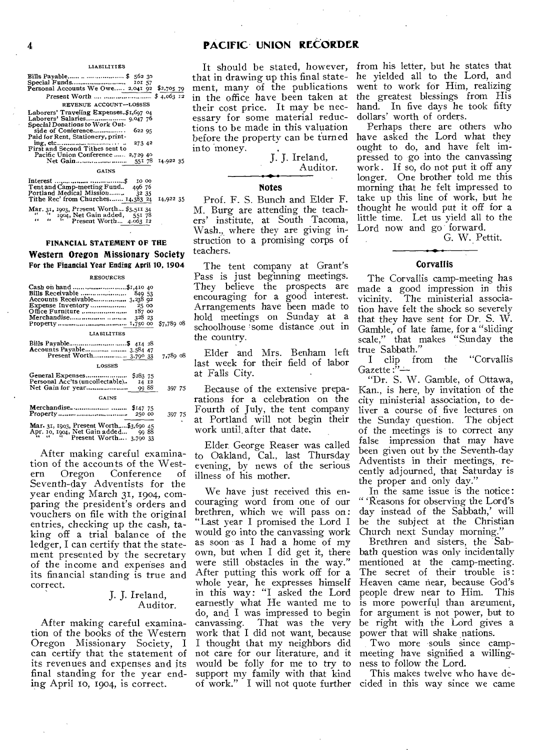LIABILITIES

| | | |
|---|---|---|
| Bills Payable | $ 562 30 | |
| Special Funds | 101 57 | |
| Personal Accounts We Owe | 2,041 92 | $2,705 79 |
| Present Worth | | $ 4,063 12 |

REVENUE ACCOUNT—LOSSES

| | | |
|---|---|---|
| Laborers' Traveling Expenses | $1,697 04 | |
| Laborers' Salaries | 9,047 76 | |
| Special Donations to Work Outside of Conference | 622 95 | |
| Paid for Rent, Stationery, printing, etc. | 273 42 | |
| First and Second Tithes sent to Pacific Union Conference | 2,729 40 | |
| Net Gain | 551 78 | 14,922 35 |

GAINS

| | | |
|---|---|---|
| Interest | $ 10 00 | |
| Tent and Camp-meeting Fund | 496 76 | |
| Portland Medical Mission | 32 35 | |
| Tithe Rec'd from Churches | 14,383 24 | 14,922 35 |

Mar. 31, 1903, Present Worth... $3,511 34
" " 1904, Net Gain added, 551 78
" " " Present Worth... 4,063 12

### FINANCIAL STATEMENT OF THE
## Western Oregon Missionary Society
### For the Financial Year Ending April 10, 1904

RESOURCES

| | | |
|---|---|---|
| Cash on hand | $1,410 40 | |
| Bills Receivable | 849 53 | |
| Accounts Receivable | 3,238 92 | |
| Expense Inventory | 25 00 | |
| Office Furniture | 187 00 | |
| Merchandise | 328 23 | |
| Property | 1,750 00 | $7,789 08 |

LIABILITIES

| | | |
|---|---|---|
| Bills Payable | $ 414 28 | |
| Accounts Payable | 3,584 47 | |
| Present Worth | 3,790 33 | 7,789 08 |

LOSSES

| | | |
|---|---|---|
| General Expenses | $283 75 | |
| Personal Acc'ts (uncollectable) | 14 12 | |
| Net Gain for year | 99 88 | 397 75 |

GAINS

| | | |
|---|---|---|
| Merchandise | $147 75 | |
| Property | 250 00 | 397 75 |

Mar. 31, 1903, Present Worth... $3,690 45
Apr. 10, 1904, Net Gain added... 99 88
" " " Present Worth... 3,790 33

After making careful examination of the accounts of the Western Oregon Conference of Seventh-day Adventists for the year ending March 31, 1904, comparing the president's orders and vouchers on file with the original entries, checking up the cash, taking off a trial balance of the ledger, I can certify that the statement presented by the secretary of the income and expenses and its financial standing is true and correct.

J. J. Ireland,
Auditor.

After making careful examination of the books of the Western Oregon Missionary Society, I can certify that the statement of its revenues and expenses and its final standing for the year ending April 10, 1904, is correct.

It should be stated, however, that in drawing up this final statement, many of the publications in the office have been taken at their cost price. It may be necessary for some material reductions to be made in this valuation before the property can be turned into money.

J. J. Ireland,
Auditor.

### Notes

Prof. F. S. Bunch and Elder F. M. Burg are attending the teachers' institute, at South Tacoma, Wash., where they are giving instruction to a promising corps of teachers.

The tent company at Grant's Pass is just beginning meetings. They believe the prospects are encouraging for a good interest. Arrangements have been made to hold meetings on Sunday at a schoolhouse some distance out in the country.

Elder and Mrs. Benham left last week for their field of labor at Falls City.

Because of the extensive preparations for a celebration on the Fourth of July, the tent company at Portland will not begin their work until after that date.

Elder George Reaser was called to Oakland, Cal., last Thursday evening, by news of the serious illness of his mother.

We have just received this encouraging word from one of our brethren, which we will pass on: "Last year I promised the Lord I would go into the canvassing work as soon as I had a home of my own, but when I did get it, there were still obstacles in the way." After putting this work off for a whole year, he expresses himself in this way: "I asked the Lord earnestly what He wanted me to do, and I was impressed to begin canvassing. That was the very work that I did not want, because I thought that my neighbors did not care for our literature, and it would be folly for me to try to support my family with that kind of work." I will not quote further from his letter, but he states that he yielded all to the Lord, and went to work for Him, realizing the greatest blessings from His hand. In five days he took fifty dollars' worth of orders.

Perhaps there are others who have asked the Lord what they ought to do, and have felt impressed to go into the canvassing work. If so, do not put it off any longer. One brother told me this morning that he felt impressed to take up this line of work, but he thought he would put it off for a little time. Let us yield all to the Lord now and go forward.

G. W. Pettit.

### Corvallis

The Corvallis camp-meeting has made a good impression in this vicinity. The ministerial association have felt the shock so severely that they have sent for Dr. S. W. Gamble, of late fame, for a "sliding scale," that makes "Sunday the true Sabbath."

I clip from the "Corvallis Gazette:"—

"Dr. S. W. Gamble, of Ottawa, Kan., is here, by invitation of the city ministerial association, to deliver a course of five lectures on the Sunday question. The object of the meetings is to correct any false impression that may have been given out by the Seventh-day Adventists in their meetings, recently adjourned, that Saturday is the proper and only day."

In the same issue is the notice: "'Reasons for observing the Lord's day instead of the Sabbath,' will be the subject at the Christian Church next Sunday morning."

Brethren and sisters, the Sabbath question was only incidentally mentioned at the camp-meeting. The secret of their trouble is: Heaven came near, because God's people drew near to Him. This is more powerful than argument, for argument is not power, but to be right with the Lord gives a power that will shake nations.

Two more souls since camp-meeting have signified a willingness to follow the Lord.

This makes twelve who have decided in this way since we came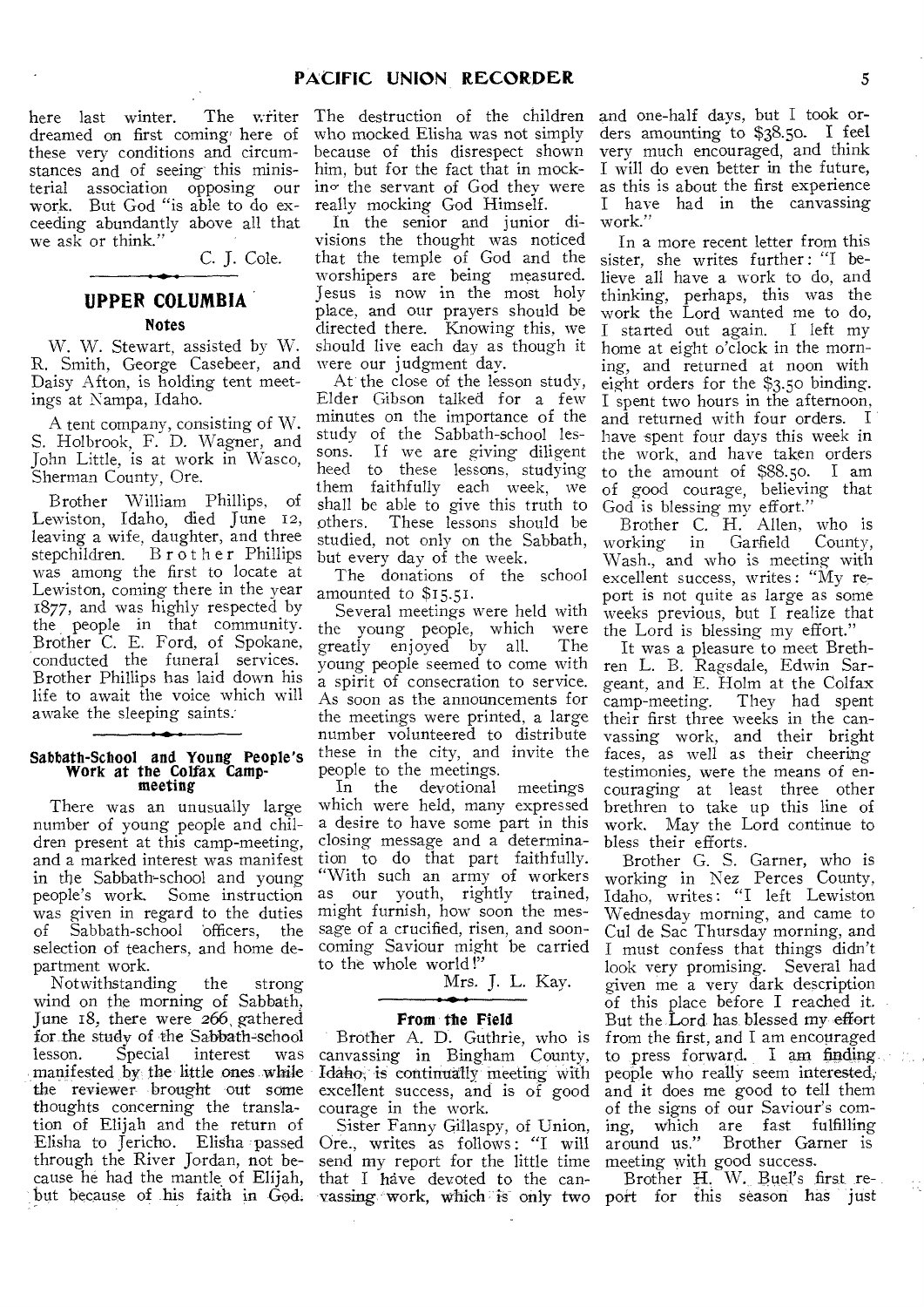here last winter. The writer dreamed on first coming here of these very conditions and circumstances and of seeing this ministerial association opposing our work. But God "is able to do exceeding abundantly above all that we ask or think."

C. J. Cole.

## UPPER COLUMBIA

### Notes

W. W. Stewart, assisted by W. R. Smith, George Casebeer, and Daisy Afton, is holding tent meetings at Nampa, Idaho.

A tent company, consisting of W. S. Holbrook, F. D. Wagner, and John Little, is at work in Wasco, Sherman County, Ore.

Brother William Phillips, of Lewiston, Idaho, died June 12, leaving a wife, daughter, and three stepchildren. Brother Phillips was among the first to locate at Lewiston, coming there in the year 1877, and was highly respected by the people in that community. Brother C. E. Ford, of Spokane, conducted the funeral services. Brother Phillips has laid down his life to await the voice which will awake the sleeping saints.

### Sabbath-School and Young People's Work at the Colfax Camp-meeting

There was an unusually large number of young people and children present at this camp-meeting, and a marked interest was manifest in the Sabbath-school and young people's work. Some instruction was given in regard to the duties of Sabbath-school officers, the selection of teachers, and home department work.

Notwithstanding the strong wind on the morning of Sabbath, June 18, there were 266 gathered for the study of the Sabbath-school lesson. Special interest was manifested by the little ones while the reviewer brought out some thoughts concerning the translation of Elijah and the return of Elisha to Jericho. Elisha passed through the River Jordan, not because he had the mantle of Elijah, but because of his faith in God. The destruction of the children who mocked Elisha was not simply because of this disrespect shown him, but for the fact that in mocking the servant of God they were really mocking God Himself.

In the senior and junior divisions the thought was noticed that the temple of God and the worshipers are being measured. Jesus is now in the most holy place, and our prayers should be directed there. Knowing this, we should live each day as though it were our judgment day.

At the close of the lesson study, Elder Gibson talked for a few minutes on the importance of the study of the Sabbath-school lessons. If we are giving diligent heed to these lessons, studying them faithfully each week, we shall be able to give this truth to others. These lessons should be studied, not only on the Sabbath, but every day of the week.

The donations of the school amounted to $15.51.

Several meetings were held with the young people, which were greatly enjoyed by all. The young people seemed to come with a spirit of consecration to service. As soon as the announcements for the meetings were printed, a large number volunteered to distribute these in the city, and invite the people to the meetings.

In the devotional meetings which were held, many expressed a desire to have some part in this closing message and a determination to do that part faithfully. "With such an army of workers as our youth, rightly trained, might furnish, how soon the message of a crucified, risen, and soon-coming Saviour might be carried to the whole world!"

Mrs. J. L. Kay.

### From the Field

Brother A. D. Guthrie, who is canvassing in Bingham County, Idaho, is continually meeting with excellent success, and is of good courage in the work.

Sister Fanny Gillaspy, of Union, Ore., writes as follows: "I will send my report for the little time that I have devoted to the canvassing work, which is only two and one-half days, but I took orders amounting to $38.50. I feel very much encouraged, and think I will do even better in the future, as this is about the first experience I have had in the canvassing work."

In a more recent letter from this sister, she writes further: "I believe all have a work to do, and thinking, perhaps, this was the work the Lord wanted me to do, I started out again. I left my home at eight o'clock in the morning, and returned at noon with eight orders for the $3.50 binding. I spent two hours in the afternoon, and returned with four orders. I have spent four days this week in the work, and have taken orders to the amount of $88.50. I am of good courage, believing that God is blessing my effort."

Brother C. H. Allen, who is working in Garfield County, Wash., and who is meeting with excellent success, writes: "My report is not quite as large as some weeks previous, but I realize that the Lord is blessing my effort."

It was a pleasure to meet Brethren L. B. Ragsdale, Edwin Sargeant, and E. Holm at the Colfax camp-meeting. They had spent their first three weeks in the canvassing work, and their bright faces, as well as their cheering testimonies, were the means of encouraging at least three other brethren to take up this line of work. May the Lord continue to bless their efforts.

Brother G. S. Garner, who is working in Nez Perces County, Idaho, writes: "I left Lewiston Wednesday morning, and came to Cul de Sac Thursday morning, and I must confess that things didn't look very promising. Several had given me a very dark description of this place before I reached it. But the Lord has blessed my effort from the first, and I am encouraged to press forward. I am finding people who really seem interested, and it does me good to tell them of the signs of our Saviour's coming, which are fast fulfilling around us." Brother Garner is meeting with good success.

Brother H. W. Buel's first report for this season has just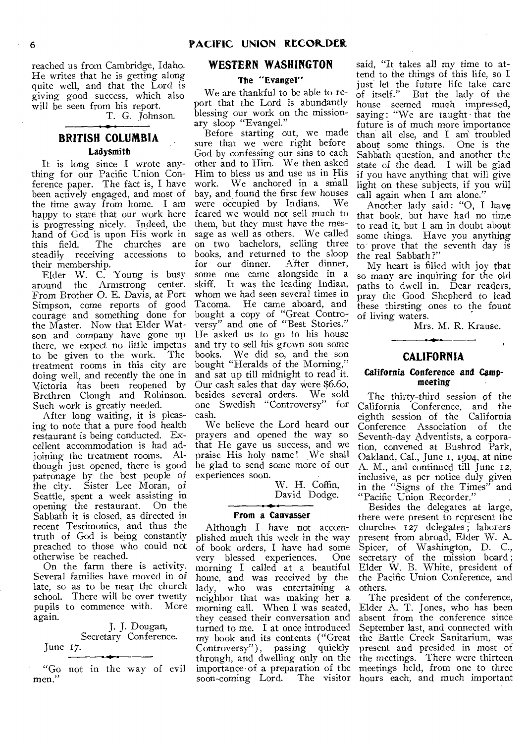reached us from Cambridge, Idaho. He writes that he is getting along quite well, and that the Lord is giving good success, which also will be seen from his report.

T. G. Johnson.

## BRITISH COLUMBIA

### Ladysmith

It is long since I wrote anything for our Pacific Union Conference paper. The fact is, I have been actively engaged, and most of the time away from home. I am happy to state that our work here is progressing nicely. Indeed, the hand of God is upon His work in this field. The churches are steadily receiving accessions to their membership.

Elder W. C. Young is busy around the Armstrong center. From Brother O. E. Davis, at Port Simpson, come reports of good courage and something done for the Master. Now that Elder Watson and company have gone up there, we expect no little impetus to be given to the work. The treatment rooms in this city are doing well, and recently the one in Victoria has been reopened by Brethren Clough and Robinson. Such work is greatly needed.

After long waiting, it is pleasing to note that a pure food health restaurant is being conducted. Excellent accommodation is had adjoining the treatment rooms. Although just opened, there is good patronage by the best people of the city. Sister Lee Moran, of Seattle, spent a week assisting in opening the restaurant. On the Sabbath it is closed, as directed in recent Testimonies, and thus the truth of God is being constantly preached to those who could not otherwise be reached.

On the farm there is activity. Several families have moved in of late, so as to be near the church school. There will be over twenty pupils to commence with. More again.

J. J. Dougan,
Secretary Conference.

June 17.

"Go not in the way of evil men."

## WESTERN WASHINGTON

### The "Evangel"

We are thankful to be able to report that the Lord is abundantly blessing our work on the missionary sloop "Evangel."

Before starting out, we made sure that we were right before God by confessing our sins to each other and to Him. We then asked Him to bless us and use us in His work. We anchored in a small bay, and found the first few houses were occupied by Indians. We feared we would not sell much to them, but they must have the message as well as others. We called on two bachelors, selling three books, and returned to the sloop for our dinner. After dinner, some one came alongside in a skiff. It was the leading Indian, whom we had seen several times in Tacoma. He came aboard, and bought a copy of "Great Controversy" and one of "Best Stories." He asked us to go to his house and try to sell his grown son some books. We did so, and the son bought "Heralds of the Morning," and sat up till midnight to read it. Our cash sales that day were $6.60, besides several orders. We sold one Swedish "Controversy" for cash.

We believe the Lord heard our prayers and opened the way so that He gave us success, and we praise His holy name! We shall be glad to send some more of our experiences soon.

W. H. Coffin,
David Dodge.

### From a Canvasser

Although I have not accomplished much this week in the way of book orders, I have had some very blessed experiences. One morning I called at a beautiful home, and was received by the lady, who was entertaining a neighbor that was making her a morning call. When I was seated, they ceased their conversation and turned to me. I at once introduced my book and its contents ("Great Controversy"), passing quickly through, and dwelling only on the importance of a preparation of the soon-coming Lord. The visitor said, "It takes all my time to attend to the things of this life, so I just let the future life take care of itself." But the lady of the house seemed much impressed, saying: "We are taught that the future is of much more importance than all else, and I am troubled about some things. One is the Sabbath question, and another the state of the dead. I will be glad if you have anything that will give light on these subjects, if you will call again when I am alone."

Another lady said: "O, I have that book, but have had no time to read it, but I am in doubt about some things. Have you anything to prove that the seventh day is the real Sabbath?"

My heart is filled with joy that so many are inquiring for the old paths to dwell in. Dear readers, pray the Good Shepherd to lead these thirsting ones to the fount of living waters.

Mrs. M. R. Krause.

## CALIFORNIA

### California Conference and Camp-meeting

The thirty-third session of the California Conference, and the eighth session of the California Conference Association of the Seventh-day Adventists, a corporation, convened at Bushrod Park, Oakland, Cal., June 1, 1904, at nine A. M., and continued till June 12, inclusive, as per notice duly given in the "Signs of the Times" and "Pacific Union Recorder."

Besides the delegates at large, there were present to represent the churches 127 delegates; laborers present from abroad, Elder W. A. Spicer, of Washington, D. C., secretary of the mission board; Elder W. B. White, president of the Pacific Union Conference, and others.

The president of the conference, Elder A. T. Jones, who has been absent from the conference since September last, and connected with the Battle Creek Sanitarium, was present and presided in most of the meetings. There were thirteen meetings held, from one to three hours each, and much important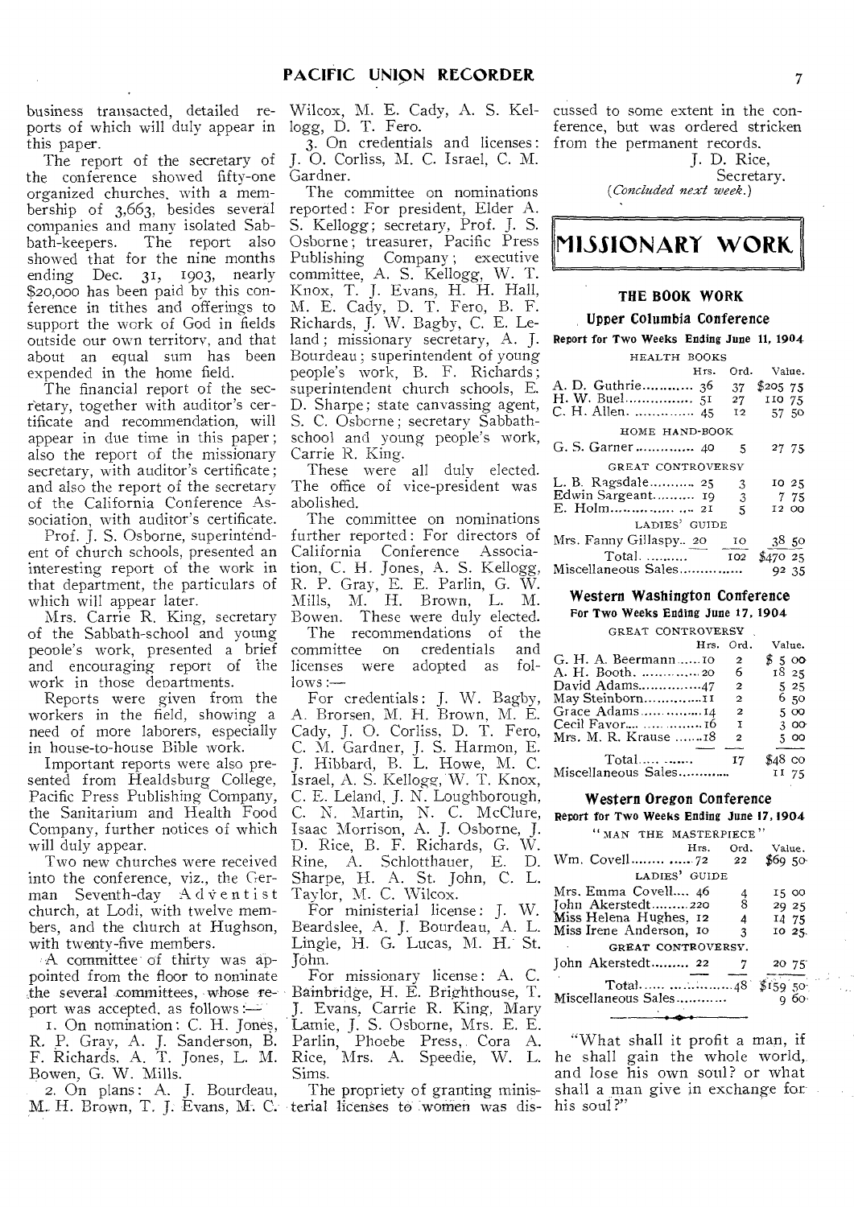business transacted, detailed reports of which will duly appear in this paper.

The report of the secretary of the conference showed fifty-one organized churches, with a membership of 3,663, besides several companies and many isolated Sabbath-keepers. The report also showed that for the nine months ending Dec. 31, 1903, nearly $20,000 has been paid by this conference in tithes and offerings to support the work of God in fields outside our own territory, and that about an equal sum has been expended in the home field.

The financial report of the secretary, together with auditor's certificate and recommendation, will appear in due time in this paper; also the report of the missionary secretary, with auditor's certificate; and also the report of the secretary of the California Conference Association, with auditor's certificate.

Prof. J. S. Osborne, superintendent of church schools, presented an interesting report of the work in that department, the particulars of which will appear later.

Mrs. Carrie R. King, secretary of the Sabbath-school and young people's work, presented a brief and encouraging report of the work in those departments.

Reports were given from the workers in the field, showing a need of more laborers, especially in house-to-house Bible work.

Important reports were also presented from Healdsburg College, Pacific Press Publishing Company, the Sanitarium and Health Food Company, further notices of which will duly appear.

Two new churches were received into the conference, viz., the German Seventh-day Adventist church, at Lodi, with twelve members, and the church at Hughson, with twenty-five members.

A committee of thirty was appointed from the floor to nominate the several committees, whose report was accepted, as follows:—

1. On nomination: C. H. Jones, R. P. Gray, A. J. Sanderson, B. F. Richards, A. T. Jones, L. M. Bowen, G. W. Mills.

2. On plans: A. J. Bourdeau, M. H. Brown, T. J. Evans, M. C. Wilcox, M. E. Cady, A. S. Kellogg, D. T. Fero.

3. On credentials and licenses: J. O. Corliss, M. C. Israel, C. M. Gardner.

The committee on nominations reported: For president, Elder A. S. Kellogg; secretary, Prof. J. S. Osborne; treasurer, Pacific Press Publishing Company; executive committee, A. S. Kellogg, W. T. Knox, T. J. Evans, H. H. Hall, M. E. Cady, D. T. Fero, B. F. Richards, J. W. Bagby, C. E. Leland; missionary secretary, A. J. Bourdeau; superintendent of young people's work, B. F. Richards; superintendent church schools, E. D. Sharpe; state canvassing agent, S. C. Osborne; secretary Sabbath-school and young people's work, Carrie R. King.

These were all duly elected. The office of vice-president was abolished.

The committee on nominations further reported: For directors of California Conference Association, C. H. Jones, A. S. Kellogg, R. P. Gray, E. E. Parlin, G. W. Mills, M. H. Brown, L. M. Bowen. These were duly elected.

The recommendations of the committee on credentials and licenses were adopted as follows:—

For credentials: J. W. Bagby, A. Brorsen, M. H. Brown, M. E. Cady, J. O. Corliss, D. T. Fero, C. M. Gardner, J. S. Harmon, E. J. Hibbard, B. L. Howe, M. C. Israel, A. S. Kellogg, W. T. Knox, C. E. Leland, J. N. Loughborough, C. N. Martin, N. C. McClure, Isaac Morrison, A. J. Osborne, J. D. Rice, B. F. Richards, G. W. Rine, A. Schlotthauer, E. D. Sharpe, H. A. St. John, C. L. Taylor, M. C. Wilcox.

For ministerial license: J. W. Beardslee, A. J. Bourdeau, A. L. Lingle, H. G. Lucas, M. H. St. John.

For missionary license: A. C. Bainbridge, H. E. Brighthouse, T. J. Evans, Carrie R. King, Mary Lamie, J. S. Osborne, Mrs. E. E. Parlin, Phoebe Press, Cora A. Rice, Mrs. A. Speedie, W. L. Sims.

The propriety of granting ministerial licenses to women was discussed to some extent in the conference, but was ordered stricken from the permanent records.

J. D. Rice,
Secretary.

*(Concluded next week.)*

# MISSIONARY WORK

## THE BOOK WORK

### Upper Columbia Conference

**Report for Two Weeks Ending June 11, 1904**

| | Hrs. | Ord. | Value. |
|---|---|---|---|
| HEALTH BOOKS | | | |
| A. D. Guthrie | 36 | 37 | $205 75 |
| H. W. Buel | 51 | 27 | 110 75 |
| C. H. Allen | 45 | 12 | 57 50 |
| HOME HAND-BOOK | | | |
| G. S. Garner | 40 | 5 | 27 75 |
| GREAT CONTROVERSY | | | |
| L. B. Ragsdale | 25 | 3 | 10 25 |
| Edwin Sargeant | 19 | 3 | 7 75 |
| E. Holm | 21 | 5 | 12 00 |
| LADIES' GUIDE | | | |
| Mrs. Fanny Gillaspy | 20 | 10 | 38 50 |
| Total | | 102 | $470 25 |
| Miscellaneous Sales | | | 92 35 |

### Western Washington Conference

**For Two Weeks Ending June 17, 1904**

| | Hrs. | Ord. | Value. |
|---|---|---|---|
| GREAT CONTROVERSY | | | |
| G. H. A. Beermann | 10 | 2 | $ 5 00 |
| A. H. Booth | 20 | 6 | 18 25 |
| David Adams | 47 | 2 | 5 25 |
| May Steinborn | 11 | 2 | 6 50 |
| Grace Adams | 14 | 2 | 5 00 |
| Cecil Favor | 16 | 1 | 3 00 |
| Mrs. M. R. Krause | 18 | 2 | 5 00 |
| Total | | 17 | $48 00 |
| Miscellaneous Sales | | | 11 75 |

### Western Oregon Conference

**Report for Two Weeks Ending June 17, 1904**

| | Hrs. | Ord. | Value. |
|---|---|---|---|
| "MAN THE MASTERPIECE" | | | |
| Wm. Covell | 72 | 22 | $69 50 |
| LADIES' GUIDE | | | |
| Mrs. Emma Covell | 46 | 4 | 15 00 |
| John Akerstedt | 220 | 8 | 29 25 |
| Miss Helena Hughes | 12 | 4 | 14 75 |
| Miss Irene Anderson | 10 | 3 | 10 25 |
| GREAT CONTROVERSY. | | | |
| John Akerstedt | 22 | 7 | 20 75 |
| Total | | 48 | $159 50 |
| Miscellaneous Sales | | | 9 60 |

"What shall it profit a man, if he shall gain the whole world, and lose his own soul? or what shall a man give in exchange for his soul?"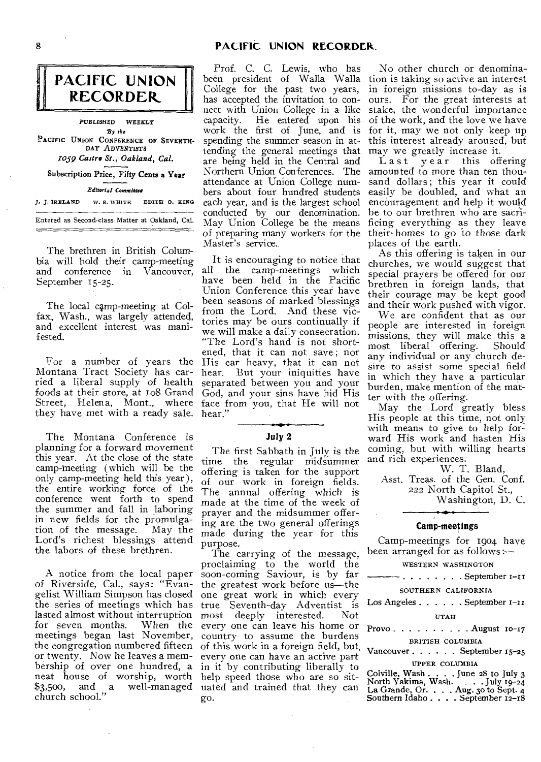# PACIFIC UNION RECORDER

PUBLISHED WEEKLY
*By the*
PACIFIC UNION CONFERENCE OF SEVENTH-DAY ADVENTISTS
*1059 Castro St., Oakland, Cal.*

Subscription Price, Fifty Cents a Year

*Editorial Committee*

J. J. IRELAND W. B. WHITE EDITH O. KING

Entered as Second-class Matter at Oakland, Cal.

The brethren in British Columbia will hold their camp-meeting and conference in Vancouver, September 15-25.

The local camp-meeting at Colfax, Wash., was largely attended, and excellent interest was manifested.

For a number of years the Montana Tract Society has carried a liberal supply of health foods at their store, at 108 Grand Street, Helena, Mont., where they have met with a ready sale.

The Montana Conference is planning for a forward movement this year. At the close of the state camp-meeting (which will be the only camp-meeting held this year), the entire working force of the conference went forth to spend the summer and fall in laboring in new fields for the promulgation of the message. May the Lord's richest blessings attend the labors of these brethren.

A notice from the local paper of Riverside, Cal., says: "Evangelist William Simpson has closed the series of meetings which has lasted almost without interruption for seven months. When the meetings began last November, the congregation numbered fifteen or twenty. Now he leaves a membership of over one hundred, a neat house of worship, worth $3,500, and a well-managed church school."

Prof. C. C. Lewis, who has been president of Walla Walla College for the past two years, has accepted the invitation to connect with Union College in a like capacity. He entered upon his work the first of June, and is spending the summer season in attending the general meetings that are being held in the Central and Northern Union Conferences. The attendance at Union College numbers about four hundred students each year, and is the largest school conducted by our denomination. May Union College be the means of preparing many workers for the Master's service.

It is encouraging to notice that all the camp-meetings which have been held in the Pacific Union Conference this year have been seasons of marked blessings from the Lord. And these victories may be ours continually if we will make a daily consecration. "The Lord's hand is not shortened, that it can not save; nor His ear heavy, that it can not hear. But your iniquities have separated between you and your God, and your sins have hid His face from you, that He will not hear."

### July 2

The first Sabbath in July is the time the regular midsummer offering is taken for the support of our work in foreign fields. The annual offering which is made at the time of the week of prayer and the midsummer offering are the two general offerings made during the year for this purpose.

The carrying of the message, proclaiming to the world the soon-coming Saviour, is by far the greatest work before us—the one great work in which every true Seventh-day Adventist is most deeply interested. Not every one can leave his home or country to assume the burdens of this work in a foreign field, but every one can have an active part in it by contributing liberally to help speed those who are so situated and trained that they can go.

No other church or denomination is taking so active an interest in foreign missions to-day as is ours. For the great interests at stake, the wonderful importance of the work, and the love we have for it, may we not only keep up this interest already aroused, but may we greatly increase it.

Last year this offering amounted to more than ten thousand dollars; this year it could easily be doubled, and what an encouragement and help it would be to our brethren who are sacrificing everything as they leave their homes to go to those dark places of the earth.

As this offering is taken in our churches, we would suggest that special prayers be offered for our brethren in foreign lands, that their courage may be kept good and their work pushed with vigor.

We are confident that as our people are interested in foreign missions, they will make this a most liberal offering. Should any individual or any church desire to assist some special field in which they have a particular burden, make mention of the matter with the offering.

May the Lord greatly bless His people at this time, not only with means to give to help forward His work and hasten His coming, but with willing hearts and rich experiences.

W. T. Bland,
Asst. Treas. of the Gen. Conf.
222 North Capitol St.,
Washington, D. C.

### Camp-meetings

Camp-meetings for 1904 have been arranged for as follows:—

WESTERN WASHINGTON

———— . . . . . . . . September 1-11

SOUTHERN CALIFORNIA

Los Angeles . . . . . . September 1-11

UTAH

Provo . . . . . . . . . . August 10-17

BRITISH COLUMBIA

Vancouver . . . . . . September 15-25

UPPER COLUMBIA

Colville, Wash . . . . June 28 to July 3
North Yakima, Wash. . . . July 19-24
La Grande, Or. . . . Aug. 30 to Sept. 4
Southern Idaho . . . . September 12-18